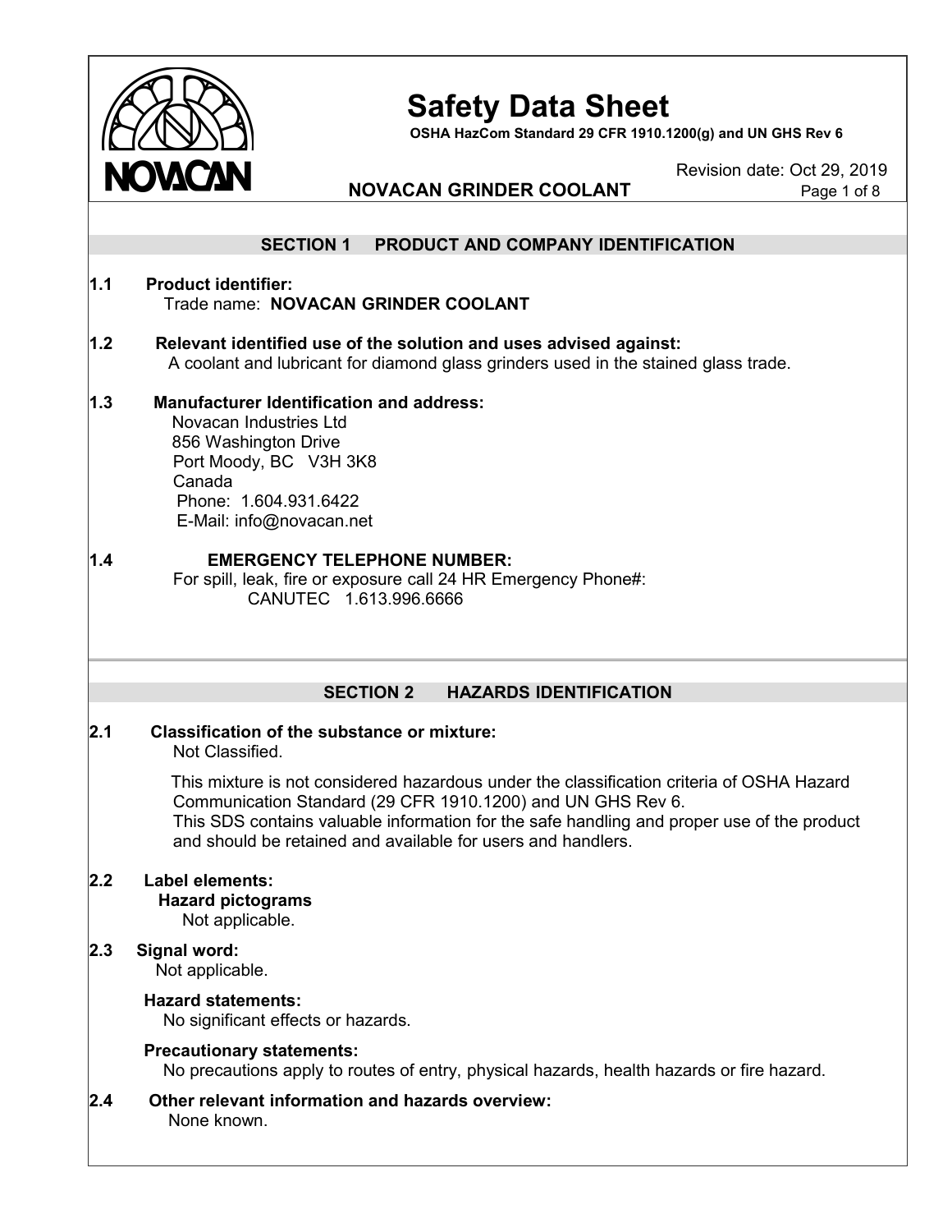# Safety Data Sheet

**OSHA HazCom Standard 29 CFR 1910.1200(g) and UN GHS Rev 6**

Revision date: Oct 29, 2019

**NOVACAN GRINDER COOLANT**

## SECTION 1 PRODUCT AND COMPANY IDENTIFICATION

**1.1 Product identifier:**
Trade name: **NOVACAN GRINDER COOLANT**

**1.2 Relevant identified use of the solution and uses advised against:**
A coolant and lubricant for diamond glass grinders used in the stained glass trade.

**1.3 Manufacturer Identification and address:**
Novacan Industries Ltd
856 Washington Drive
Port Moody, BC V3H 3K8
Canada
Phone: 1.604.931.6422
E-Mail: info@novacan.net

**1.4 EMERGENCY TELEPHONE NUMBER:**
For spill, leak, fire or exposure call 24 HR Emergency Phone#:
CANUTEC 1.613.996.6666

## SECTION 2 HAZARDS IDENTIFICATION

**2.1 Classification of the substance or mixture:**
Not Classified.

This mixture is not considered hazardous under the classification criteria of OSHA Hazard Communication Standard (29 CFR 1910.1200) and UN GHS Rev 6.
This SDS contains valuable information for the safe handling and proper use of the product and should be retained and available for users and handlers.

**2.2 Label elements:**
**Hazard pictograms**
Not applicable.

**2.3 Signal word:**
Not applicable.

**Hazard statements:**
No significant effects or hazards.

**Precautionary statements:**
No precautions apply to routes of entry, physical hazards, health hazards or fire hazard.

**2.4 Other relevant information and hazards overview:**
None known.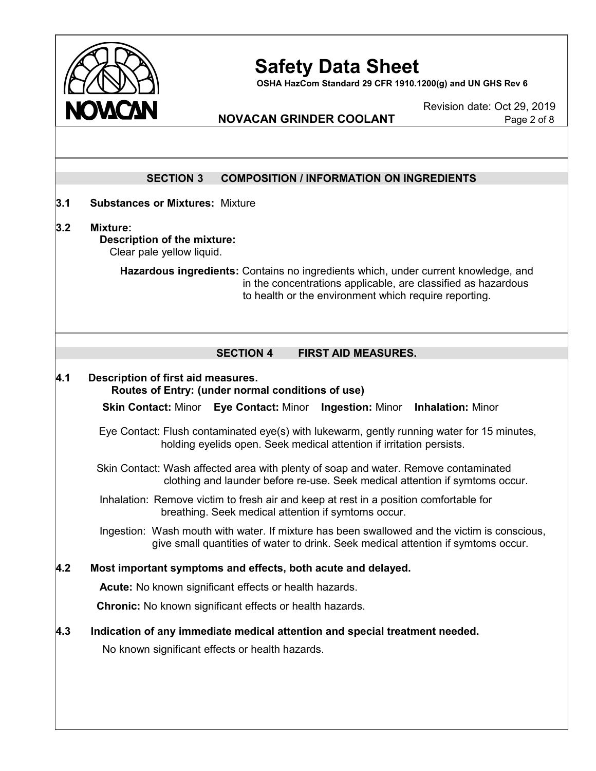## SECTION 3 COMPOSITION / INFORMATION ON INGREDIENTS

**3.1 Substances or Mixtures:** Mixture

**3.2 Mixture:**

**Description of the mixture:**
Clear pale yellow liquid.

**Hazardous ingredients:** Contains no ingredients which, under current knowledge, and in the concentrations applicable, are classified as hazardous to health or the environment which require reporting.

## SECTION 4 FIRST AID MEASURES.

**4.1 Description of first aid measures.**

**Routes of Entry: (under normal conditions of use)**

**Skin Contact:** Minor **Eye Contact:** Minor **Ingestion:** Minor **Inhalation:** Minor

Eye Contact: Flush contaminated eye(s) with lukewarm, gently running water for 15 minutes, holding eyelids open. Seek medical attention if irritation persists.

Skin Contact: Wash affected area with plenty of soap and water. Remove contaminated clothing and launder before re-use. Seek medical attention if symtoms occur.

Inhalation: Remove victim to fresh air and keep at rest in a position comfortable for breathing. Seek medical attention if symtoms occur.

Ingestion: Wash mouth with water. If mixture has been swallowed and the victim is conscious, give small quantities of water to drink. Seek medical attention if symtoms occur.

**4.2 Most important symptoms and effects, both acute and delayed.**

**Acute:** No known significant effects or health hazards.

**Chronic:** No known significant effects or health hazards.

**4.3 Indication of any immediate medical attention and special treatment needed.**

No known significant effects or health hazards.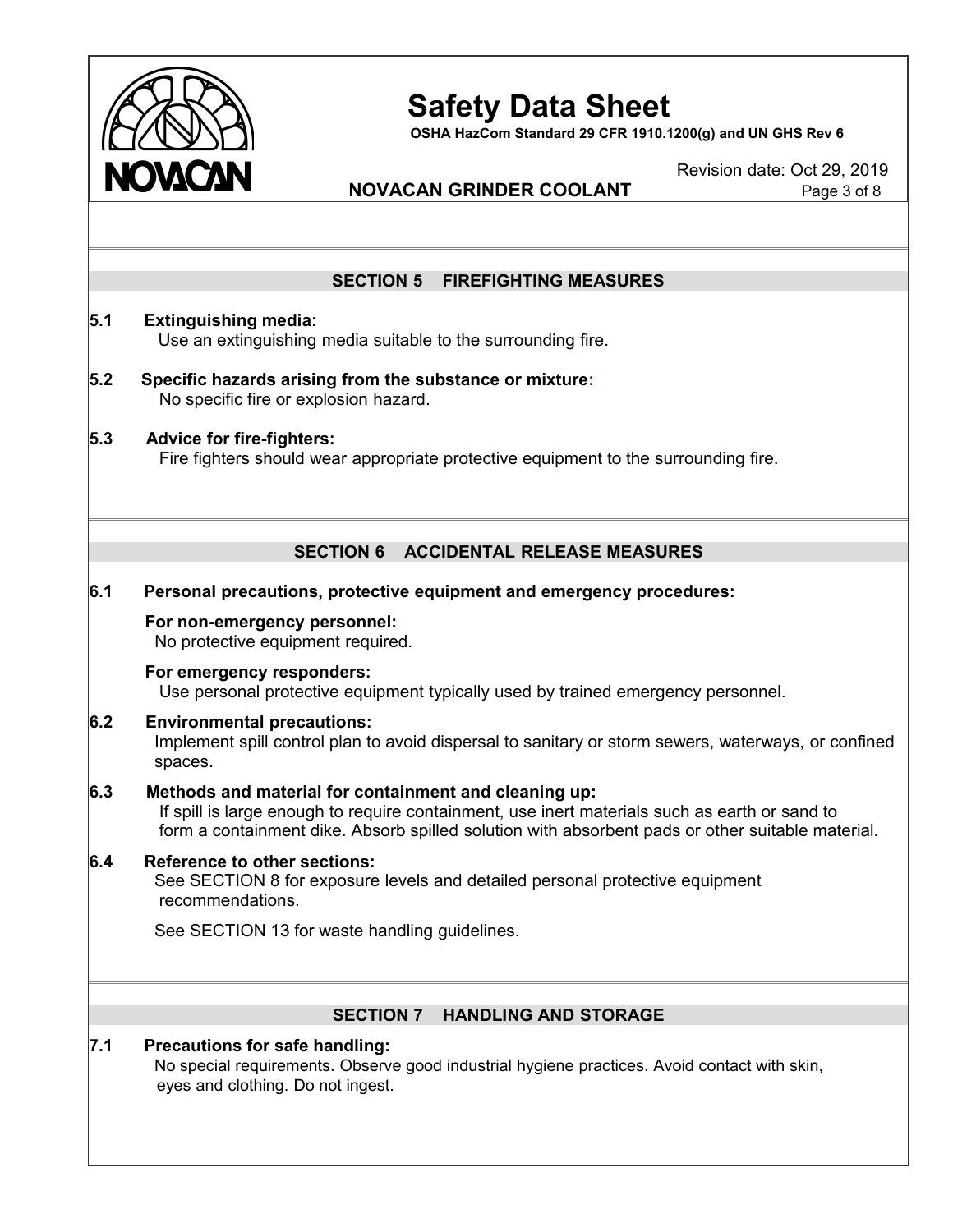## SECTION 5 FIREFIGHTING MEASURES

**5.1 Extinguishing media:**
Use an extinguishing media suitable to the surrounding fire.

**5.2 Specific hazards arising from the substance or mixture:**
No specific fire or explosion hazard.

**5.3 Advice for fire-fighters:**
Fire fighters should wear appropriate protective equipment to the surrounding fire.

## SECTION 6 ACCIDENTAL RELEASE MEASURES

**6.1 Personal precautions, protective equipment and emergency procedures:**

**For non-emergency personnel:**
No protective equipment required.

**For emergency responders:**
Use personal protective equipment typically used by trained emergency personnel.

**6.2 Environmental precautions:**
Implement spill control plan to avoid dispersal to sanitary or storm sewers, waterways, or confined spaces.

**6.3 Methods and material for containment and cleaning up:**
If spill is large enough to require containment, use inert materials such as earth or sand to form a containment dike. Absorb spilled solution with absorbent pads or other suitable material.

**6.4 Reference to other sections:**
See SECTION 8 for exposure levels and detailed personal protective equipment recommendations.

See SECTION 13 for waste handling guidelines.

## SECTION 7 HANDLING AND STORAGE

**7.1 Precautions for safe handling:**
No special requirements. Observe good industrial hygiene practices. Avoid contact with skin, eyes and clothing. Do not ingest.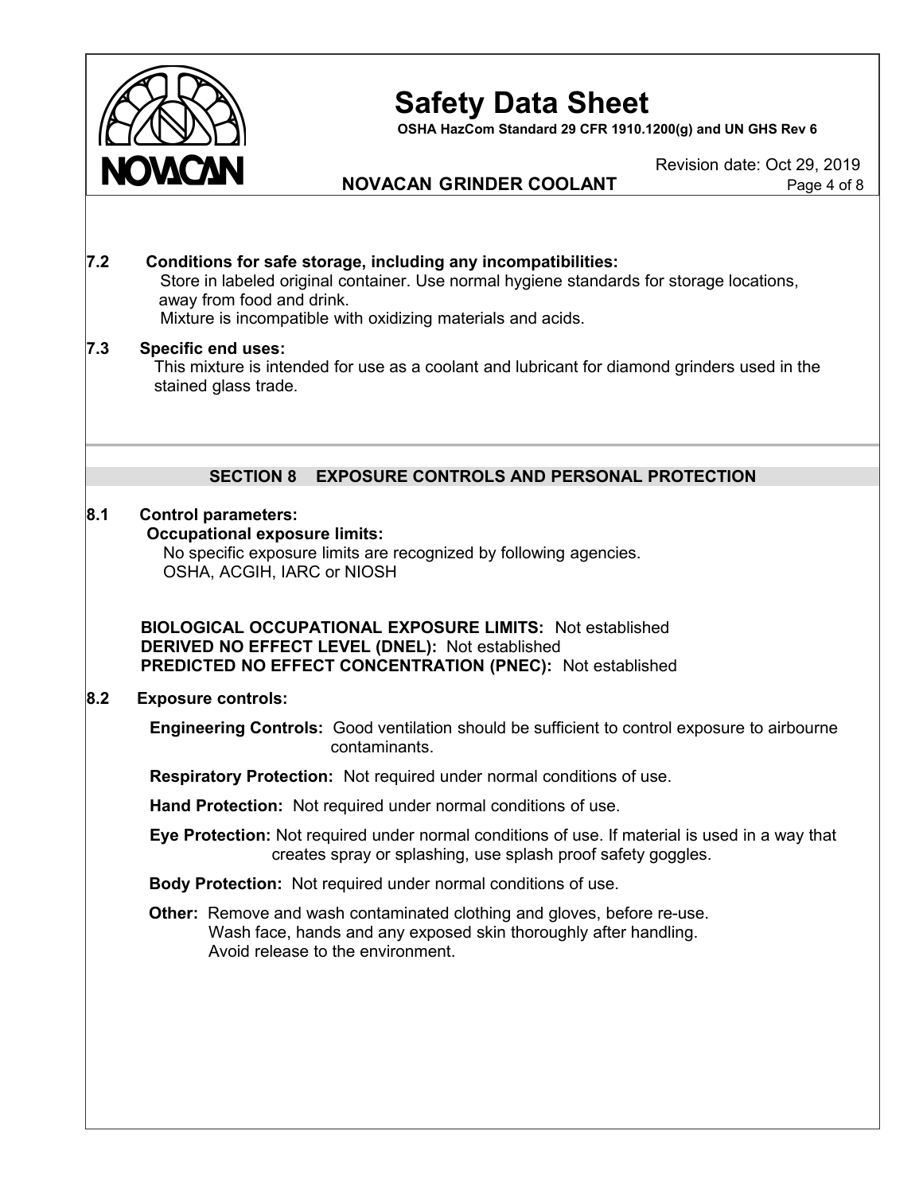**7.2 Conditions for safe storage, including any incompatibilities:**

Store in labeled original container. Use normal hygiene standards for storage locations, away from food and drink.

Mixture is incompatible with oxidizing materials and acids.

**7.3 Specific end uses:**

This mixture is intended for use as a coolant and lubricant for diamond grinders used in the stained glass trade.

## SECTION 8 EXPOSURE CONTROLS AND PERSONAL PROTECTION

**8.1 Control parameters:**

**Occupational exposure limits:**

No specific exposure limits are recognized by following agencies.
OSHA, ACGIH, IARC or NIOSH

**BIOLOGICAL OCCUPATIONAL EXPOSURE LIMITS:** Not established
**DERIVED NO EFFECT LEVEL (DNEL):** Not established
**PREDICTED NO EFFECT CONCENTRATION (PNEC):** Not established

**8.2 Exposure controls:**

**Engineering Controls:** Good ventilation should be sufficient to control exposure to airbourne contaminants.

**Respiratory Protection:** Not required under normal conditions of use.

**Hand Protection:** Not required under normal conditions of use.

**Eye Protection:** Not required under normal conditions of use. If material is used in a way that creates spray or splashing, use splash proof safety goggles.

**Body Protection:** Not required under normal conditions of use.

**Other:** Remove and wash contaminated clothing and gloves, before re-use.
Wash face, hands and any exposed skin thoroughly after handling.
Avoid release to the environment.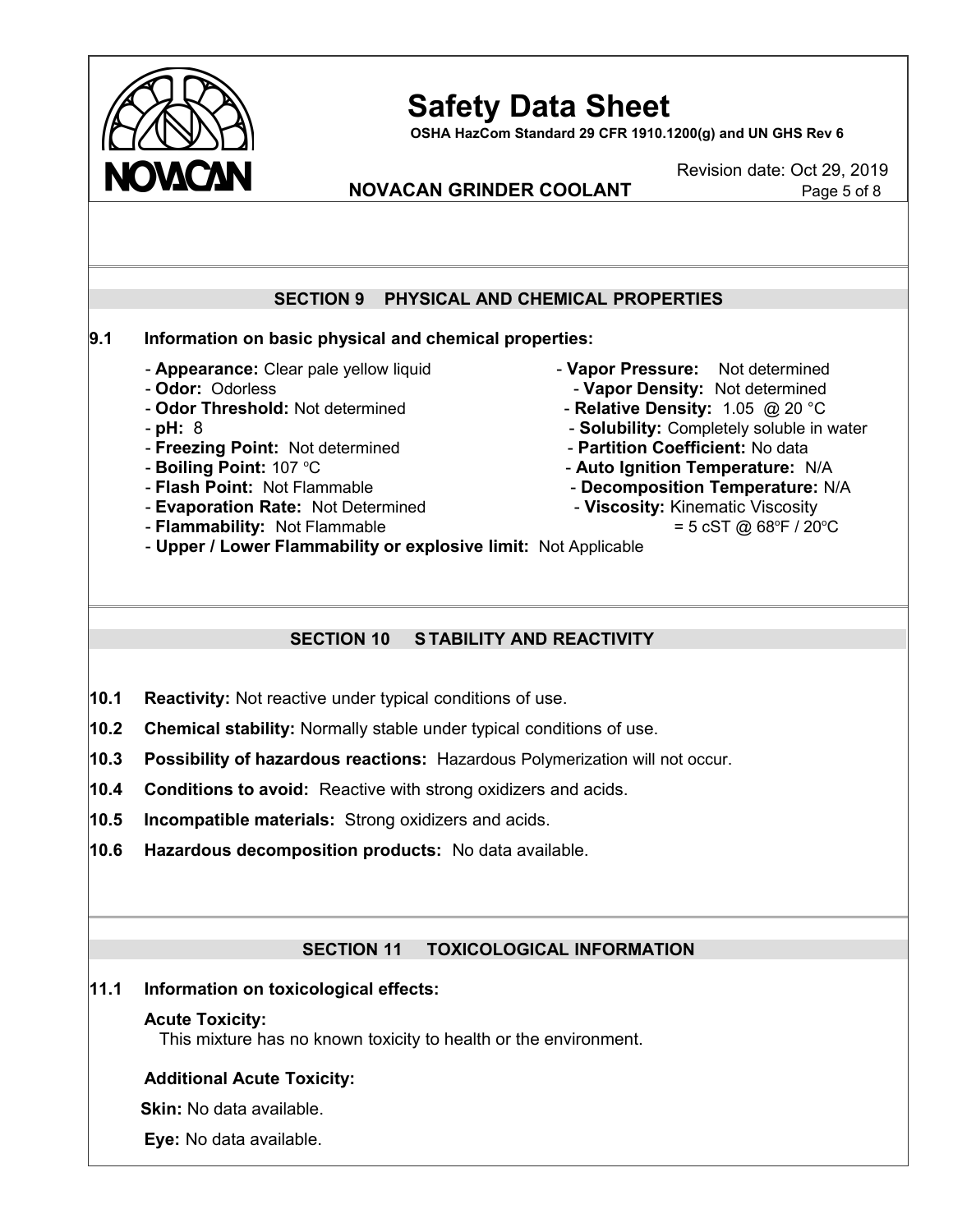## SECTION 9 PHYSICAL AND CHEMICAL PROPERTIES

**9.1 Information on basic physical and chemical properties:**

- **Appearance:** Clear pale yellow liquid
- **Odor:** Odorless
- **Odor Threshold:** Not determined
- **pH:** 8
- **Freezing Point:** Not determined
- **Boiling Point:** 107 °C
- **Flash Point:** Not Flammable
- **Evaporation Rate:** Not Determined
- **Flammability:** Not Flammable
- **Vapor Pressure:** Not determined
- **Vapor Density:** Not determined
- **Relative Density:** 1.05 @ 20 °C
- **Solubility:** Completely soluble in water
- **Partition Coefficient:** No data
- **Auto Ignition Temperature:** N/A
- **Decomposition Temperature:** N/A
- **Viscosity:** Kinematic Viscosity = 5 cST @ 68°F / 20°C
- **Upper / Lower Flammability or explosive limit:** Not Applicable

## SECTION 10 STABILITY AND REACTIVITY

**10.1 Reactivity:** Not reactive under typical conditions of use.

**10.2 Chemical stability:** Normally stable under typical conditions of use.

**10.3 Possibility of hazardous reactions:** Hazardous Polymerization will not occur.

**10.4 Conditions to avoid:** Reactive with strong oxidizers and acids.

**10.5 Incompatible materials:** Strong oxidizers and acids.

**10.6 Hazardous decomposition products:** No data available.

## SECTION 11 TOXICOLOGICAL INFORMATION

**11.1 Information on toxicological effects:**

**Acute Toxicity:**

This mixture has no known toxicity to health or the environment.

**Additional Acute Toxicity:**

**Skin:** No data available.

**Eye:** No data available.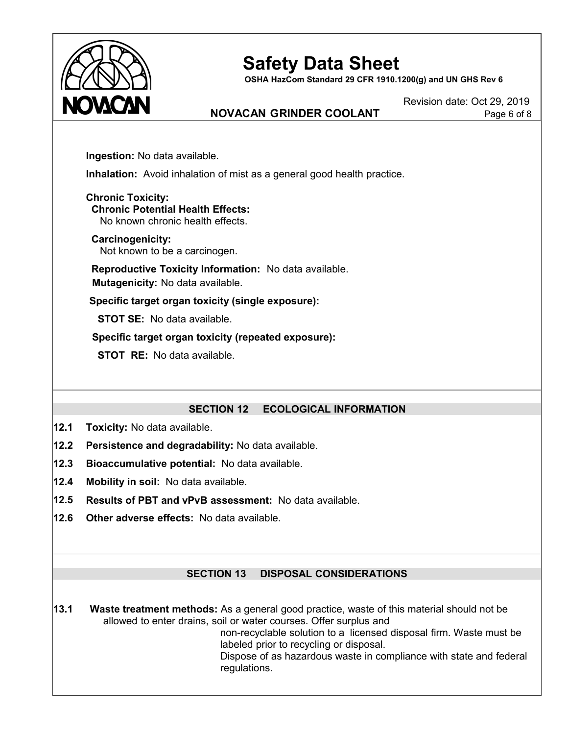**Ingestion:** No data available.

**Inhalation:** Avoid inhalation of mist as a general good health practice.

**Chronic Toxicity:**

**Chronic Potential Health Effects:**
No known chronic health effects.

**Carcinogenicity:**
Not known to be a carcinogen.

**Reproductive Toxicity Information:** No data available.

**Mutagenicity:** No data available.

**Specific target organ toxicity (single exposure):**

**STOT SE:** No data available.

**Specific target organ toxicity (repeated exposure):**

**STOT RE:** No data available.

## SECTION 12 ECOLOGICAL INFORMATION

**12.1 Toxicity:** No data available.

**12.2 Persistence and degradability:** No data available.

**12.3 Bioaccumulative potential:** No data available.

**12.4 Mobility in soil:** No data available.

**12.5 Results of PBT and vPvB assessment:** No data available.

**12.6 Other adverse effects:** No data available.

## SECTION 13 DISPOSAL CONSIDERATIONS

**13.1 Waste treatment methods:** As a general good practice, waste of this material should not be allowed to enter drains, soil or water courses. Offer surplus and non-recyclable solution to a licensed disposal firm. Waste must be labeled prior to recycling or disposal.
Dispose of as hazardous waste in compliance with state and federal regulations.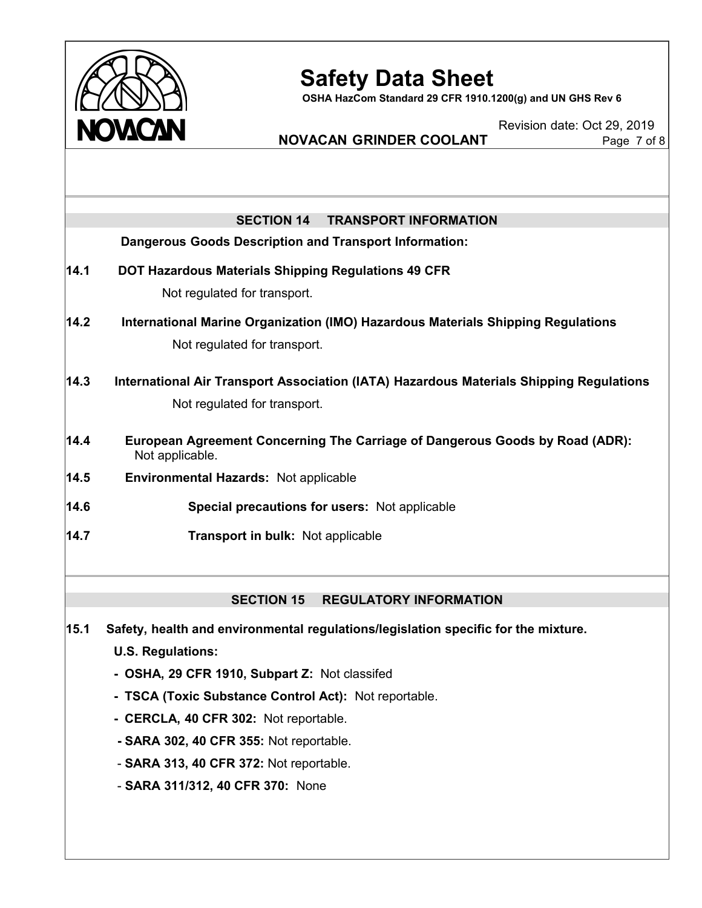## SECTION 14 TRANSPORT INFORMATION

**Dangerous Goods Description and Transport Information:**

**14.1 DOT Hazardous Materials Shipping Regulations 49 CFR**

Not regulated for transport.

**14.2 International Marine Organization (IMO) Hazardous Materials Shipping Regulations**

Not regulated for transport.

**14.3 International Air Transport Association (IATA) Hazardous Materials Shipping Regulations**

Not regulated for transport.

**14.4 European Agreement Concerning The Carriage of Dangerous Goods by Road (ADR):** Not applicable.

**14.5 Environmental Hazards:** Not applicable

**14.6 Special precautions for users:** Not applicable

**14.7 Transport in bulk:** Not applicable

## SECTION 15 REGULATORY INFORMATION

**15.1 Safety, health and environmental regulations/legislation specific for the mixture.**

**U.S. Regulations:**

- **OSHA, 29 CFR 1910, Subpart Z:** Not classifed
- **TSCA (Toxic Substance Control Act):** Not reportable.
- **CERCLA, 40 CFR 302:** Not reportable.
- **SARA 302, 40 CFR 355:** Not reportable.
- **SARA 313, 40 CFR 372:** Not reportable.
- **SARA 311/312, 40 CFR 370:** None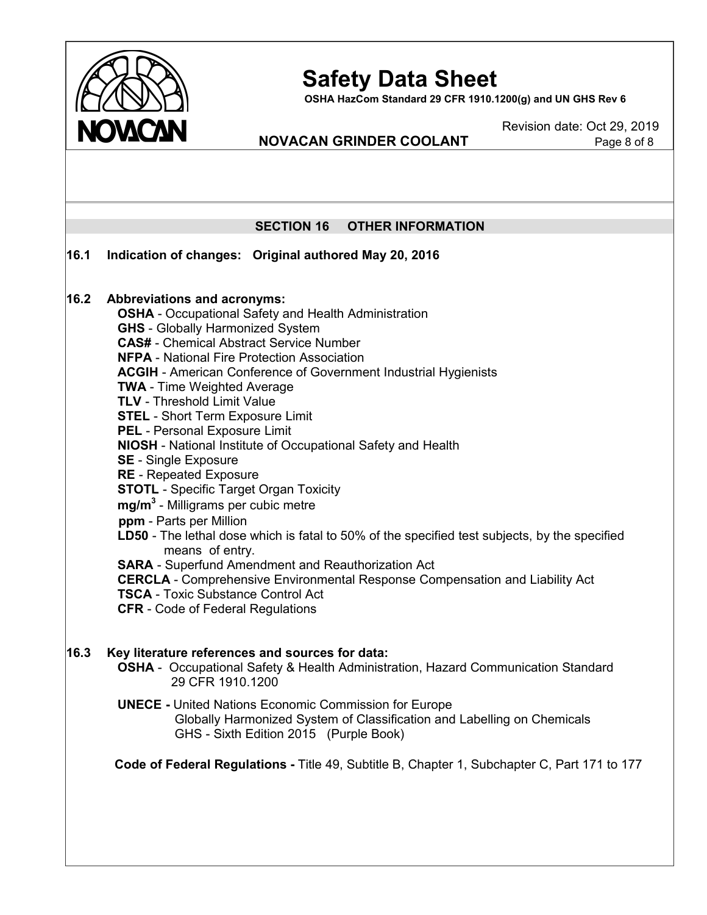## SECTION 16 OTHER INFORMATION

**16.1 Indication of changes: Original authored May 20, 2016**

**16.2 Abbreviations and acronyms:**

**OSHA** - Occupational Safety and Health Administration
**GHS** - Globally Harmonized System
**CAS#** - Chemical Abstract Service Number
**NFPA** - National Fire Protection Association
**ACGIH** - American Conference of Government Industrial Hygienists
**TWA** - Time Weighted Average
**TLV** - Threshold Limit Value
**STEL** - Short Term Exposure Limit
**PEL** - Personal Exposure Limit
**NIOSH** - National Institute of Occupational Safety and Health
**SE** - Single Exposure
**RE** - Repeated Exposure
**STOTL** - Specific Target Organ Toxicity
**mg/m$^3$** - Milligrams per cubic metre
**ppm** - Parts per Million
**LD50** - The lethal dose which is fatal to 50% of the specified test subjects, by the specified means of entry.
**SARA** - Superfund Amendment and Reauthorization Act
**CERCLA** - Comprehensive Environmental Response Compensation and Liability Act
**TSCA** - Toxic Substance Control Act
**CFR** - Code of Federal Regulations

**16.3 Key literature references and sources for data:**

**OSHA** - Occupational Safety & Health Administration, Hazard Communication Standard 29 CFR 1910.1200

**UNECE -** United Nations Economic Commission for Europe
Globally Harmonized System of Classification and Labelling on Chemicals
GHS - Sixth Edition 2015 (Purple Book)

**Code of Federal Regulations -** Title 49, Subtitle B, Chapter 1, Subchapter C, Part 171 to 177